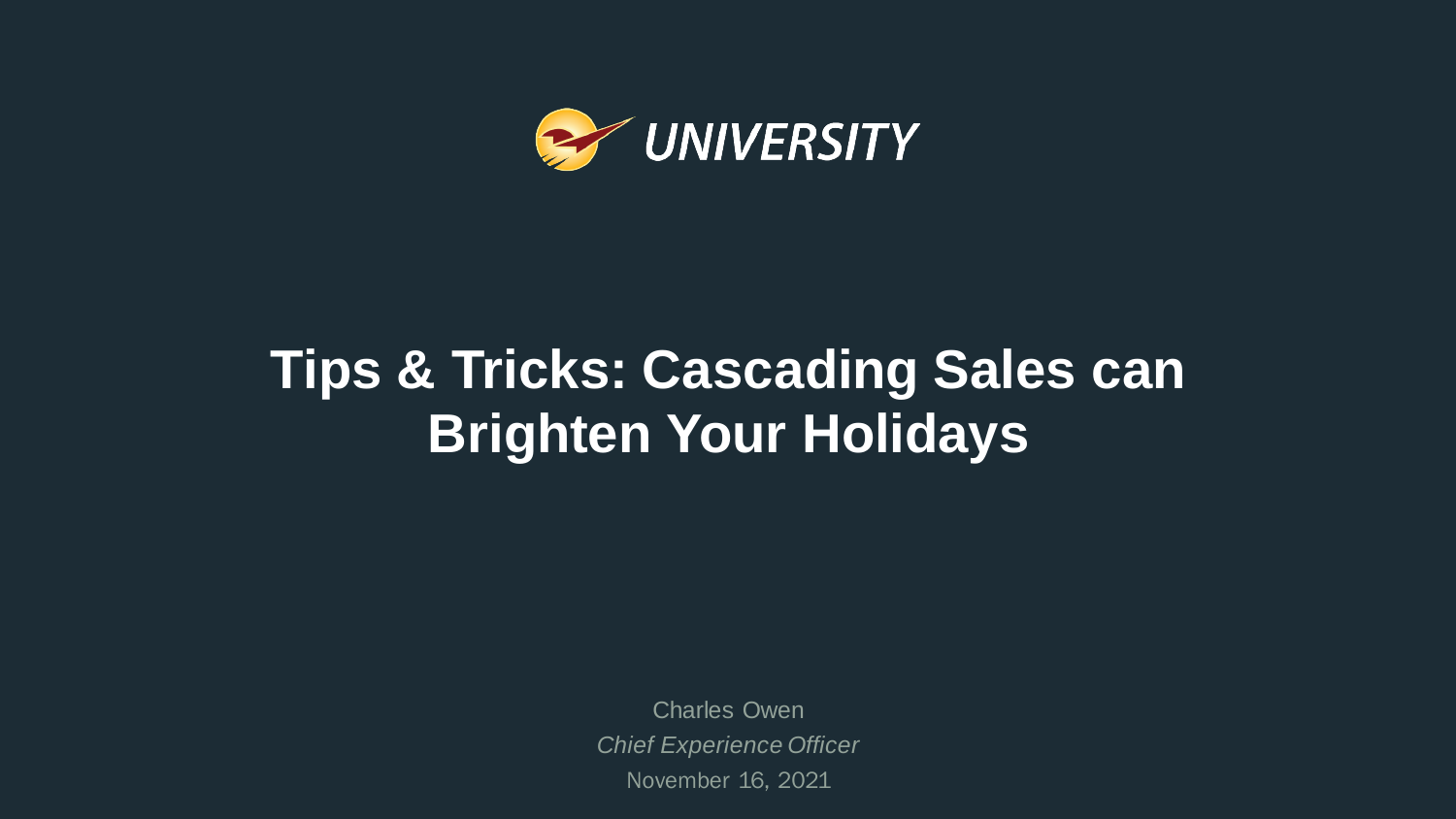UNIVERSITY

# Tips & Tricks: Cascading Sales can Brighten Your Holidays

Charles Owen

*Chief Experience Officer*

November 16, 2021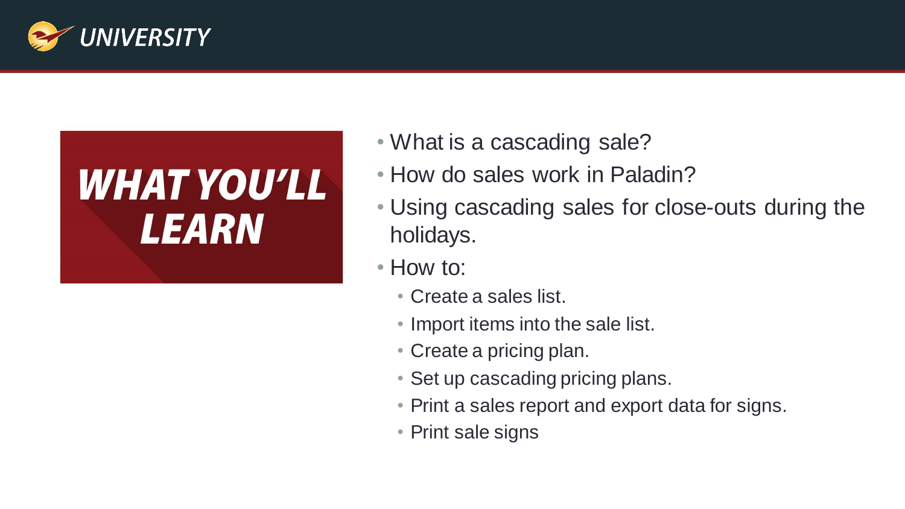# WHAT YOU'LL LEARN

- What is a cascading sale?
- How do sales work in Paladin?
- Using cascading sales for close-outs during the holidays.
- How to:
  - Create a sales list.
  - Import items into the sale list.
  - Create a pricing plan.
  - Set up cascading pricing plans.
  - Print a sales report and export data for signs.
  - Print sale signs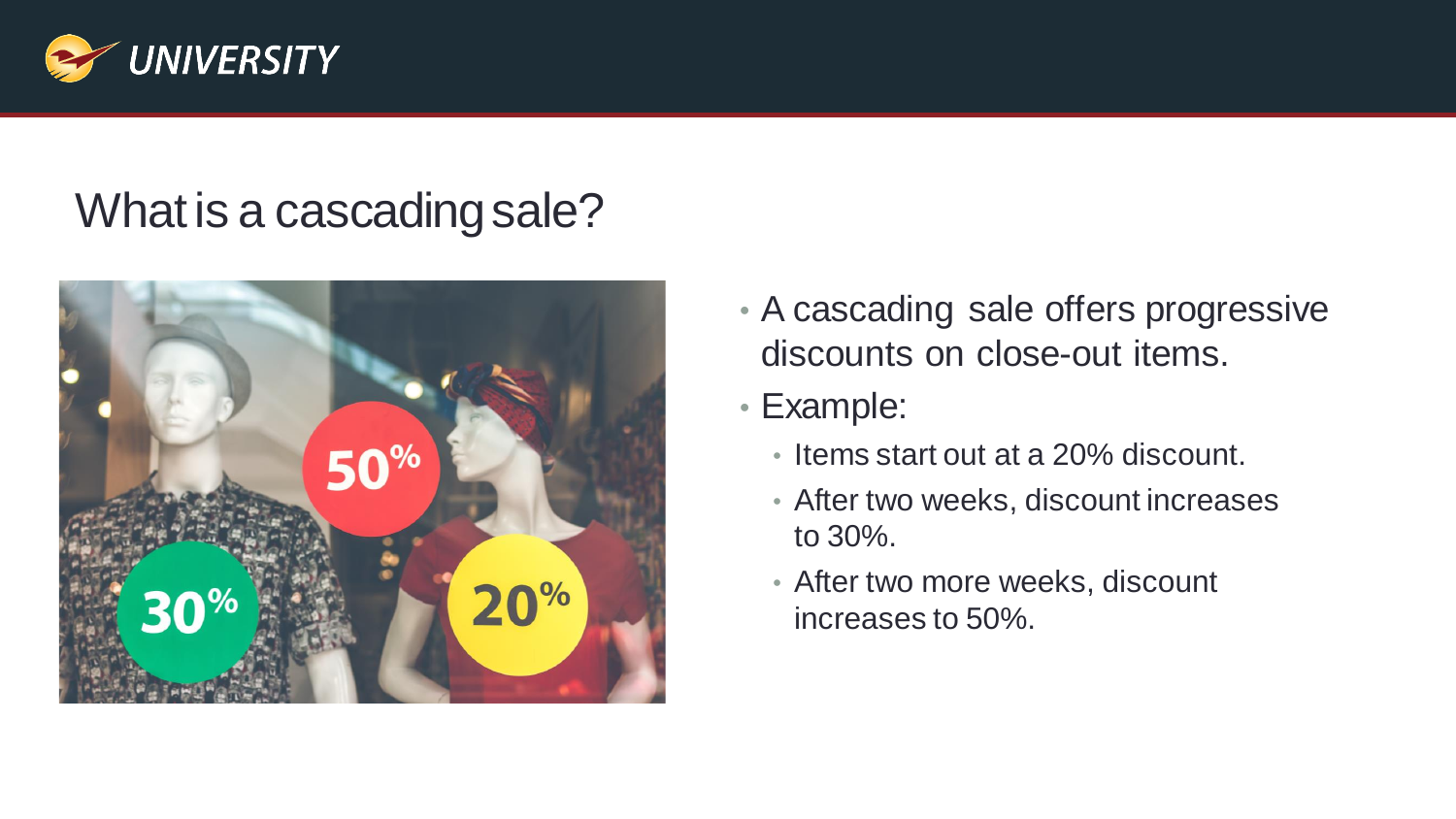# What is a cascading sale?

- A cascading sale offers progressive discounts on close-out items.
- Example:
  - Items start out at a 20% discount.
  - After two weeks, discount increases to 30%.
  - After two more weeks, discount increases to 50%.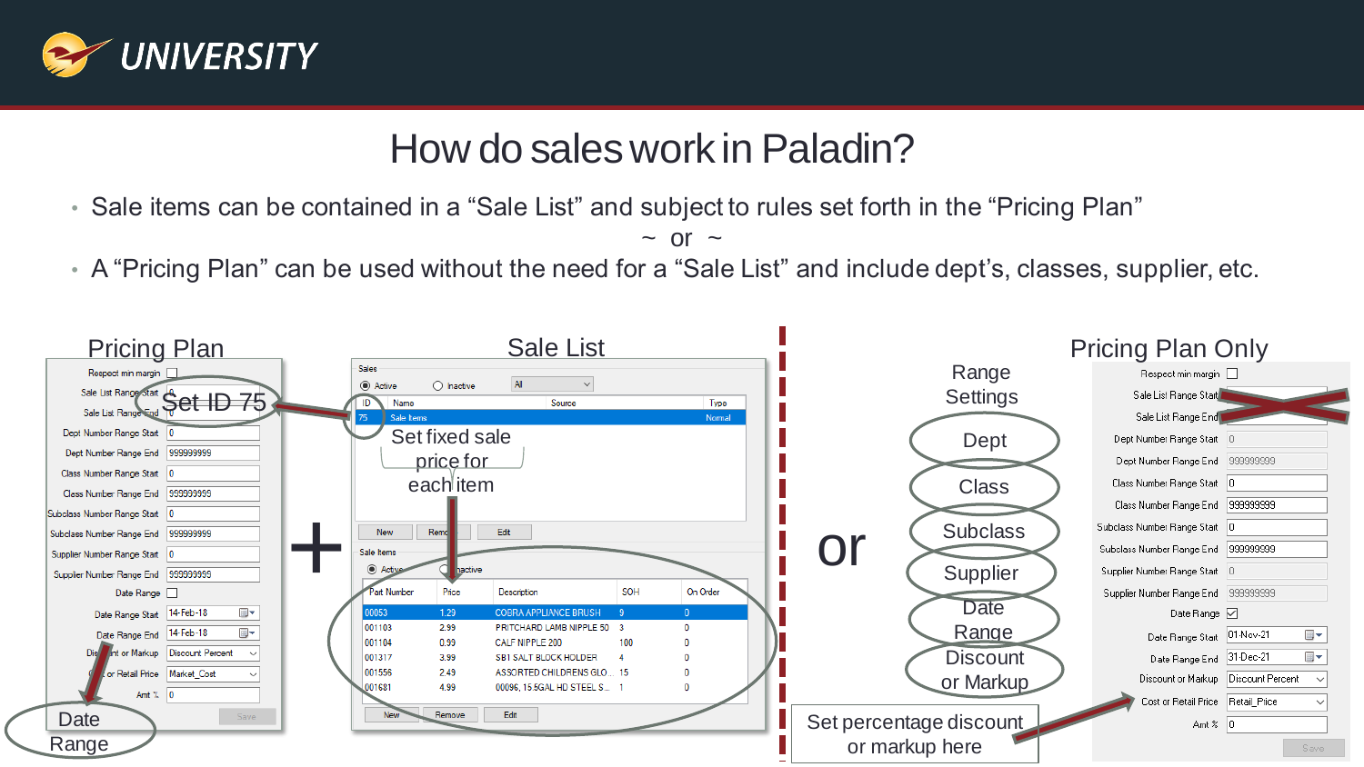# How do sales work in Paladin?

- Sale items can be contained in a "Sale List" and subject to rules set forth in the "Pricing Plan"

~ or ~

- A "Pricing Plan" can be used without the need for a "Sale List" and include dept's, classes, supplier, etc.

## Pricing Plan

Respect min margin

Sale List Range Start: 0

Sale List Range End: 0

Set ID 75

Dept Number Range Start: 0

Dept Number Range End: 999999999

Class Number Range Start: 0

Class Number Range End: 999999999

Subclass Number Range Start: 0

Subclass Number Range End: 999999999

Supplier Number Range Start: 0

Supplier Number Range End: 999999999

Date Range

Date Range Start: 14-Feb-18

Date Range End: 14-Feb-18

Discount or Markup: Discount Percent

Cost or Retail Price: Market_Cost

Amt %: 0

Save

Date Range

+

## Sale List

Sales

Active | Inactive | All

| ID | Name | Source | Type |
|---|---|---|---|
| 75 | Sale Items | | Normal |

Set fixed sale price for each item

New | Remove | Edit

Sale Items

Active | Inactive

| Part Number | Price | Description | SOH | On Order |
|---|---|---|---|---|
| 00053 | 1.29 | COBRA APPLIANCE BRUSH | 9 | 0 |
| 001103 | 2.99 | PRITCHARD LAMB NIPPLE 50 | 3 | 0 |
| 001104 | 0.99 | CALF NIPPLE 200 | 100 | 0 |
| 001317 | 3.99 | SBI SALT BLOCK HOLDER | 4 | 0 |
| 001556 | 2.49 | ASSORTED CHILDRENS GLO... | 15 | 0 |
| 001681 | 4.99 | 00096, 15.5GAL HD STEEL S... | 1 | 0 |

New | Remove | Edit

or

## Pricing Plan Only

Range Settings

- Dept
- Class
- Subclass
- Supplier
- Date Range
- Discount or Markup

Set percentage discount or markup here

Respect min margin

Sale List Range Start

Sale List Range End

Dept Number Range Start: 0

Dept Number Range End: 999999999

Class Number Range Start: 0

Class Number Range End: 999999999

Subclass Number Range Start: 0

Subclass Number Range End: 999999999

Supplier Number Range Start: 0

Supplier Number Range End: 999999999

Date Range

Date Range Start: 01-Nov-21

Date Range End: 31-Dec-21

Discount or Markup: Discount Percent

Cost or Retail Price: Retail_Price

Amt %: 0

Save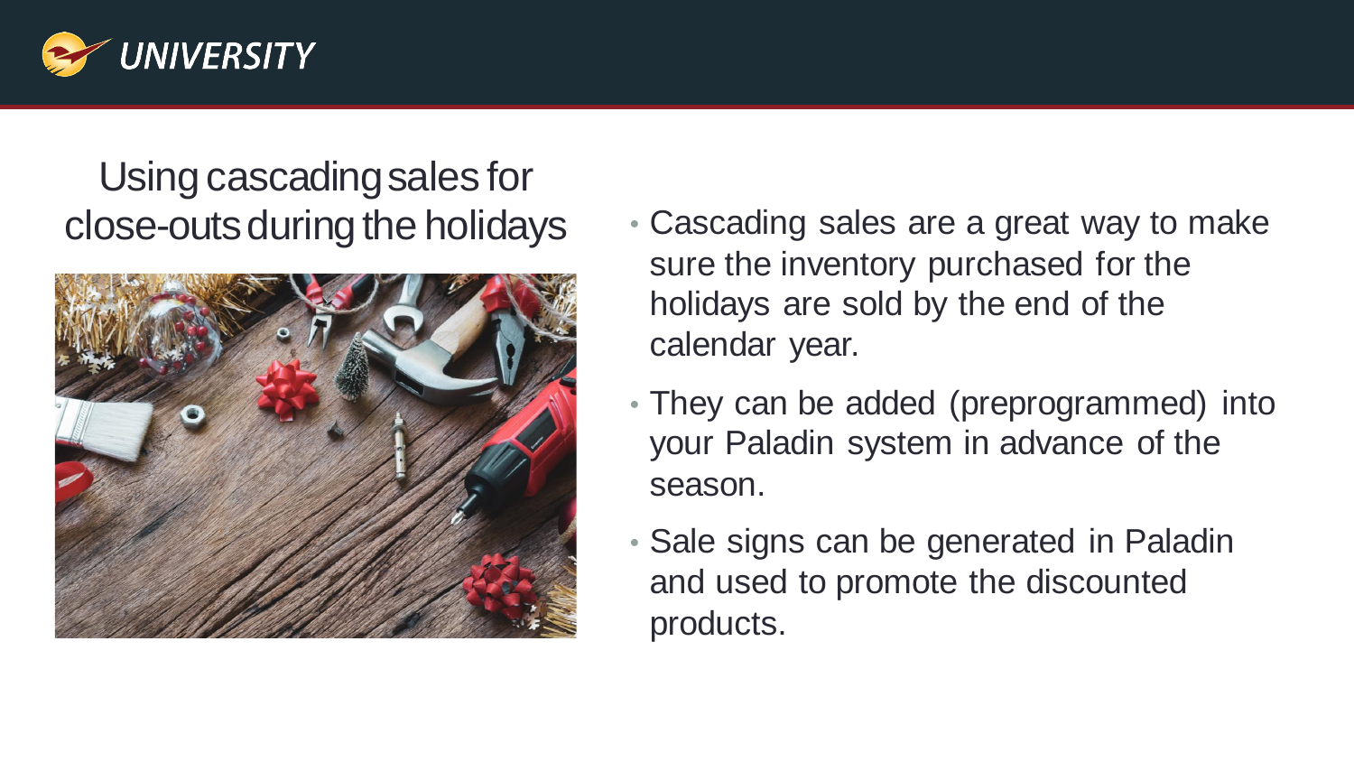# Using cascading sales for close-outs during the holidays

- Cascading sales are a great way to make sure the inventory purchased for the holidays are sold by the end of the calendar year.
- They can be added (preprogrammed) into your Paladin system in advance of the season.
- Sale signs can be generated in Paladin and used to promote the discounted products.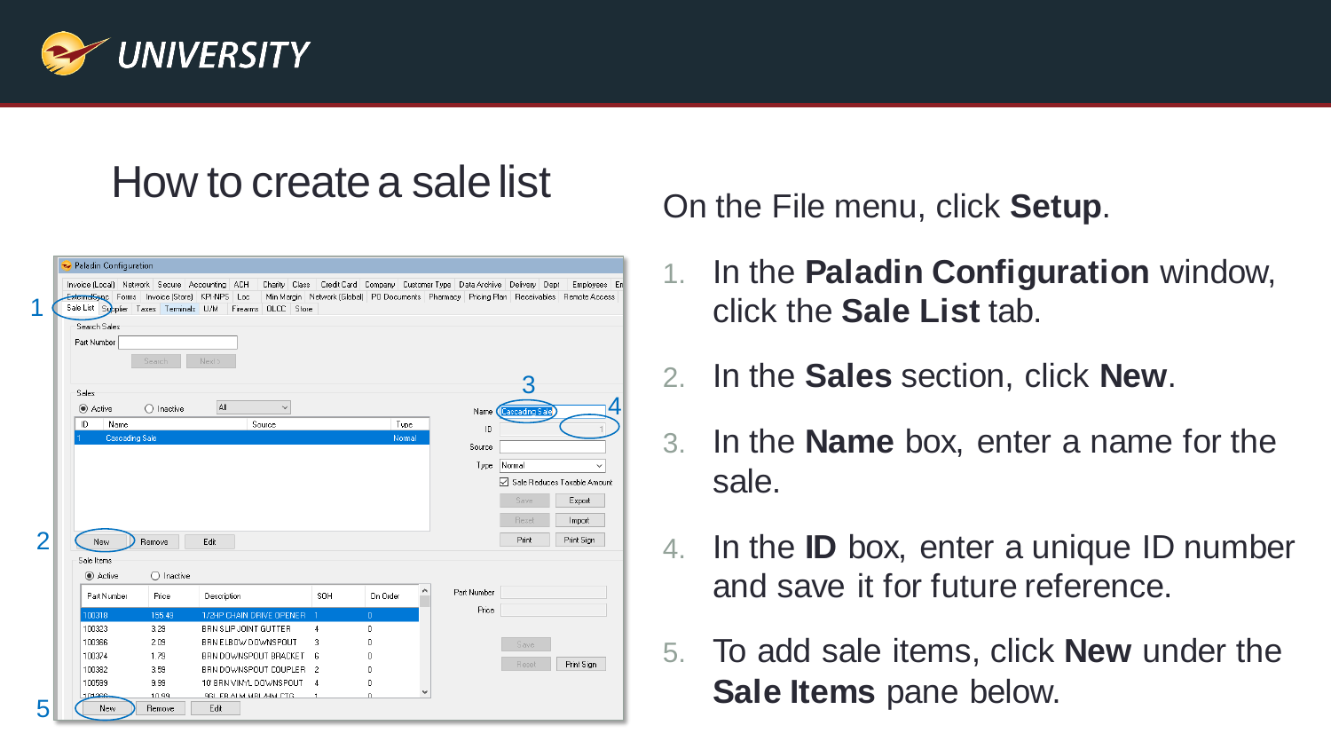# How to create a sale list

On the File menu, click **Setup**.

1. In the **Paladin Configuration** window, click the **Sale List** tab.
2. In the **Sales** section, click **New**.
3. In the **Name** box, enter a name for the sale.
4. In the **ID** box, enter a unique ID number and save it for future reference.
5. To add sale items, click **New** under the **Sale Items** pane below.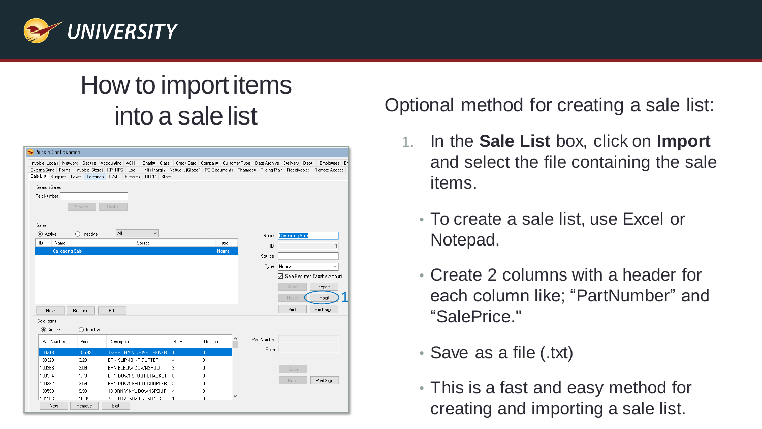# How to import items into a sale list

Optional method for creating a sale list:

1. In the **Sale List** box, click on **Import** and select the file containing the sale items.

   - To create a sale list, use Excel or Notepad.
   - Create 2 columns with a header for each column like; “PartNumber” and “SalePrice."
   - Save as a file (.txt)
   - This is a fast and easy method for creating and importing a sale list.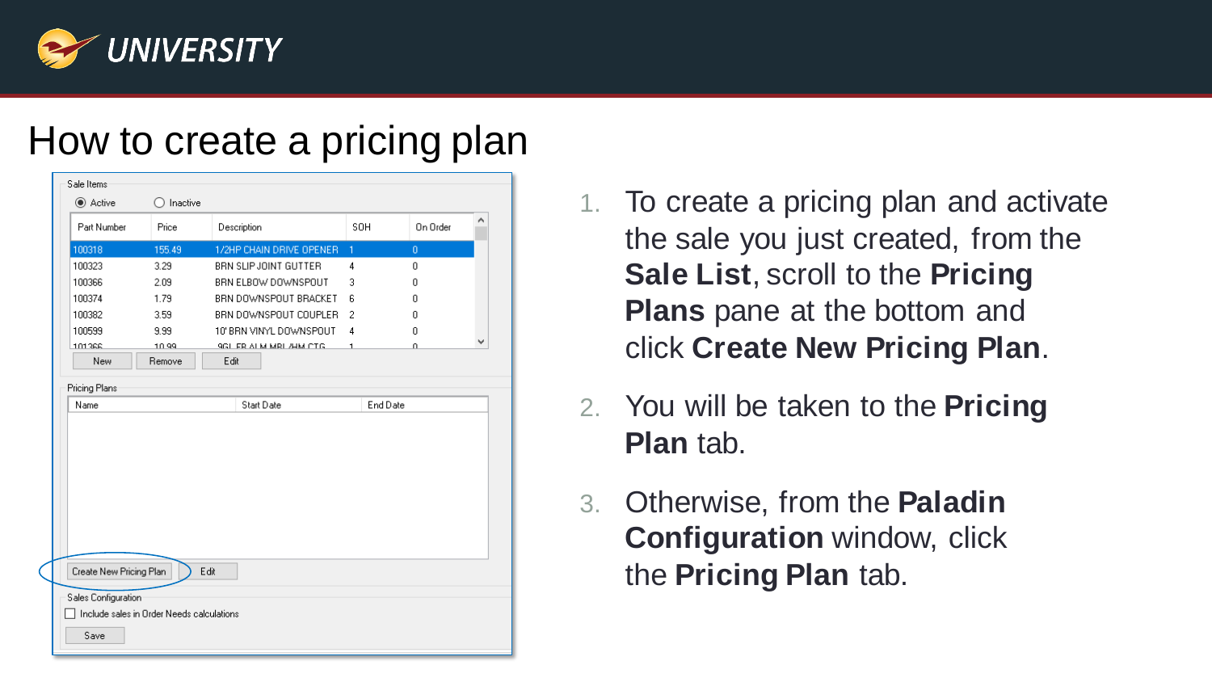# How to create a pricing plan

1. To create a pricing plan and activate the sale you just created, from the **Sale List**, scroll to the **Pricing Plans** pane at the bottom and click **Create New Pricing Plan**.
2. You will be taken to the **Pricing Plan** tab.
3. Otherwise, from the **Paladin Configuration** window, click the **Pricing Plan** tab.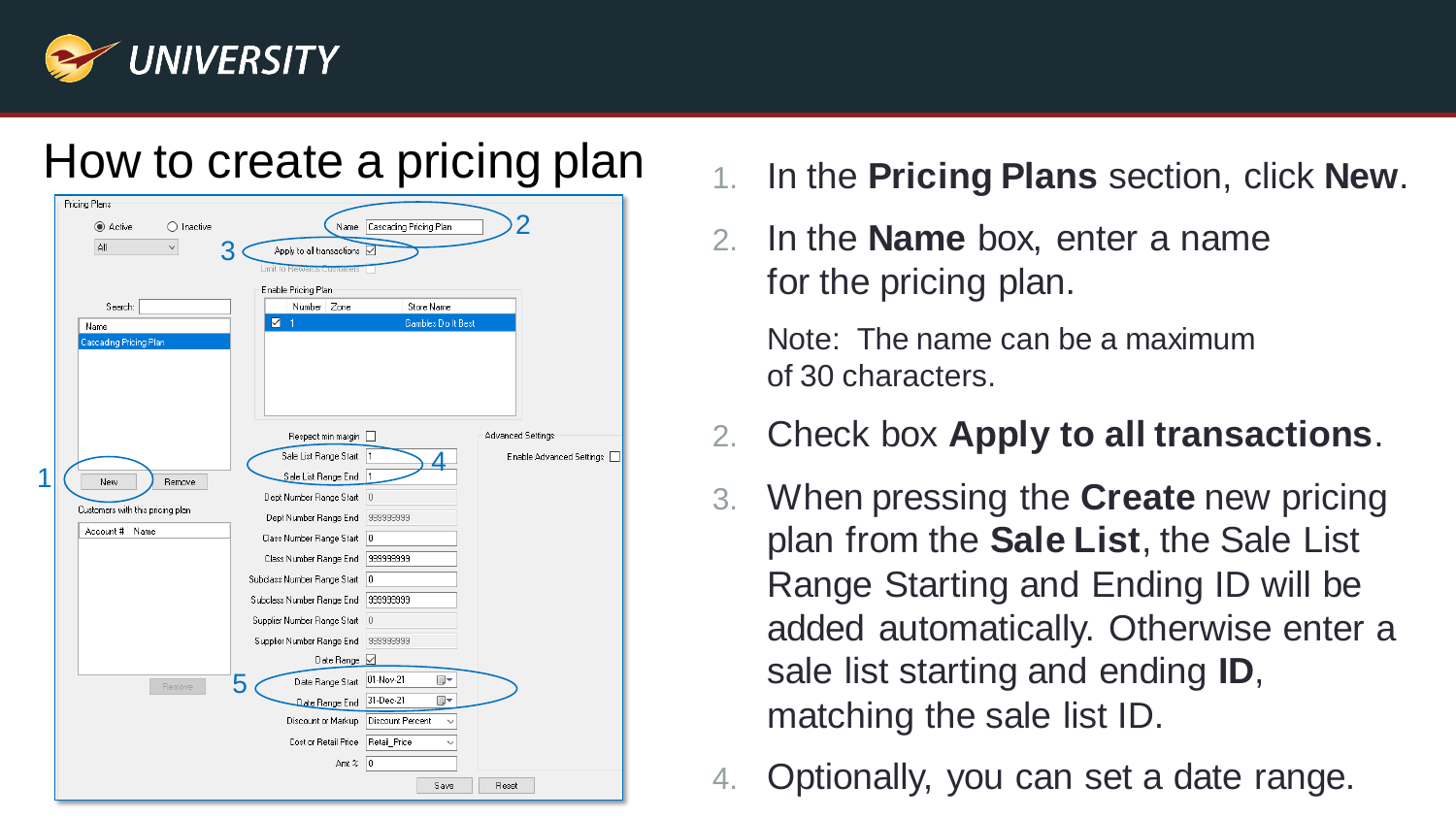# How to create a pricing plan

1. In the **Pricing Plans** section, click **New**.
2. In the **Name** box, enter a name for the pricing plan.

   Note: The name can be a maximum of 30 characters.
2. Check box **Apply to all transactions**.
3. When pressing the **Create** new pricing plan from the **Sale List**, the Sale List Range Starting and Ending ID will be added automatically. Otherwise enter a sale list starting and ending **ID**, matching the sale list ID.
4. Optionally, you can set a date range.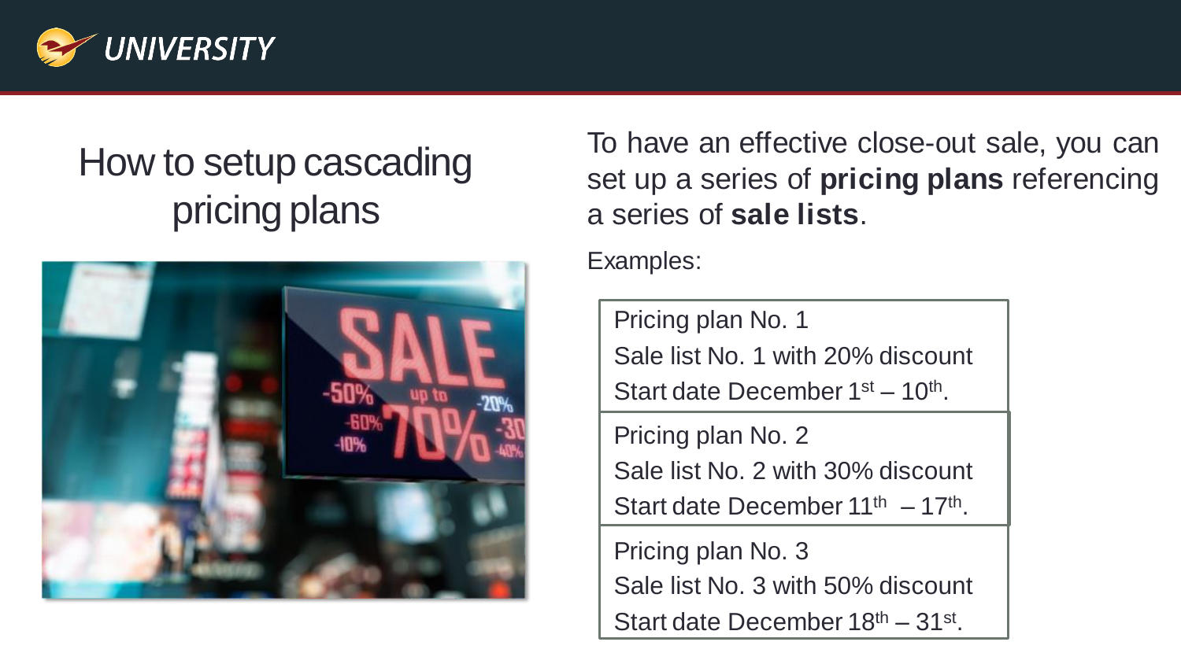# How to setup cascading pricing plans

To have an effective close-out sale, you can set up a series of **pricing plans** referencing a series of **sale lists**.

Examples:

Pricing plan No. 1
Sale list No. 1 with 20% discount
Start date December 1st – 10th.

Pricing plan No. 2
Sale list No. 2 with 30% discount
Start date December 11th – 17th.

Pricing plan No. 3
Sale list No. 3 with 50% discount
Start date December 18th – 31st.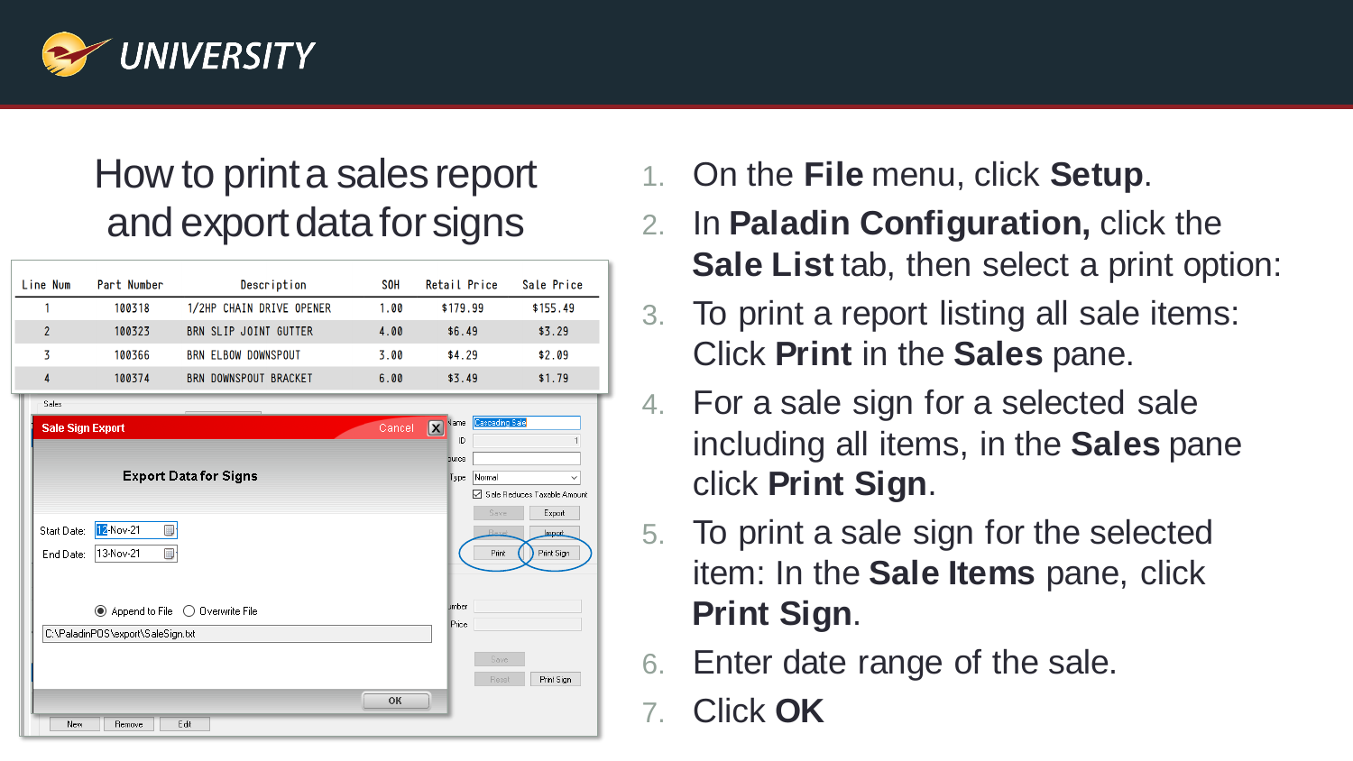# How to print a sales report and export data for signs

| Line Num | Part Number | Description | SOH | Retail Price | Sale Price |
|---|---|---|---|---|---|
| 1 | 100318 | 1/2HP CHAIN DRIVE OPENER | 1.00 | $179.99 | $155.49 |
| 2 | 100323 | BRN SLIP JOINT GUTTER | 4.00 | $6.49 | $3.29 |
| 3 | 100366 | BRN ELBOW DOWNSPOUT | 3.00 | $4.29 | $2.09 |
| 4 | 100374 | BRN DOWNSPOUT BRACKET | 6.00 | $3.49 | $1.79 |

Sale Sign Export

Export Data for Signs

Start Date: 12-Nov-21

End Date: 13-Nov-21

Append to File    Overwrite File

C:\PaladinPOS\export\SaleSign.txt

OK

1. On the **File** menu, click **Setup**.
2. In **Paladin Configuration,** click the **Sale List** tab, then select a print option:
3. To print a report listing all sale items: Click **Print** in the **Sales** pane.
4. For a sale sign for a selected sale including all items, in the **Sales** pane click **Print Sign**.
5. To print a sale sign for the selected item: In the **Sale Items** pane, click **Print Sign**.
6. Enter date range of the sale.
7. Click **OK**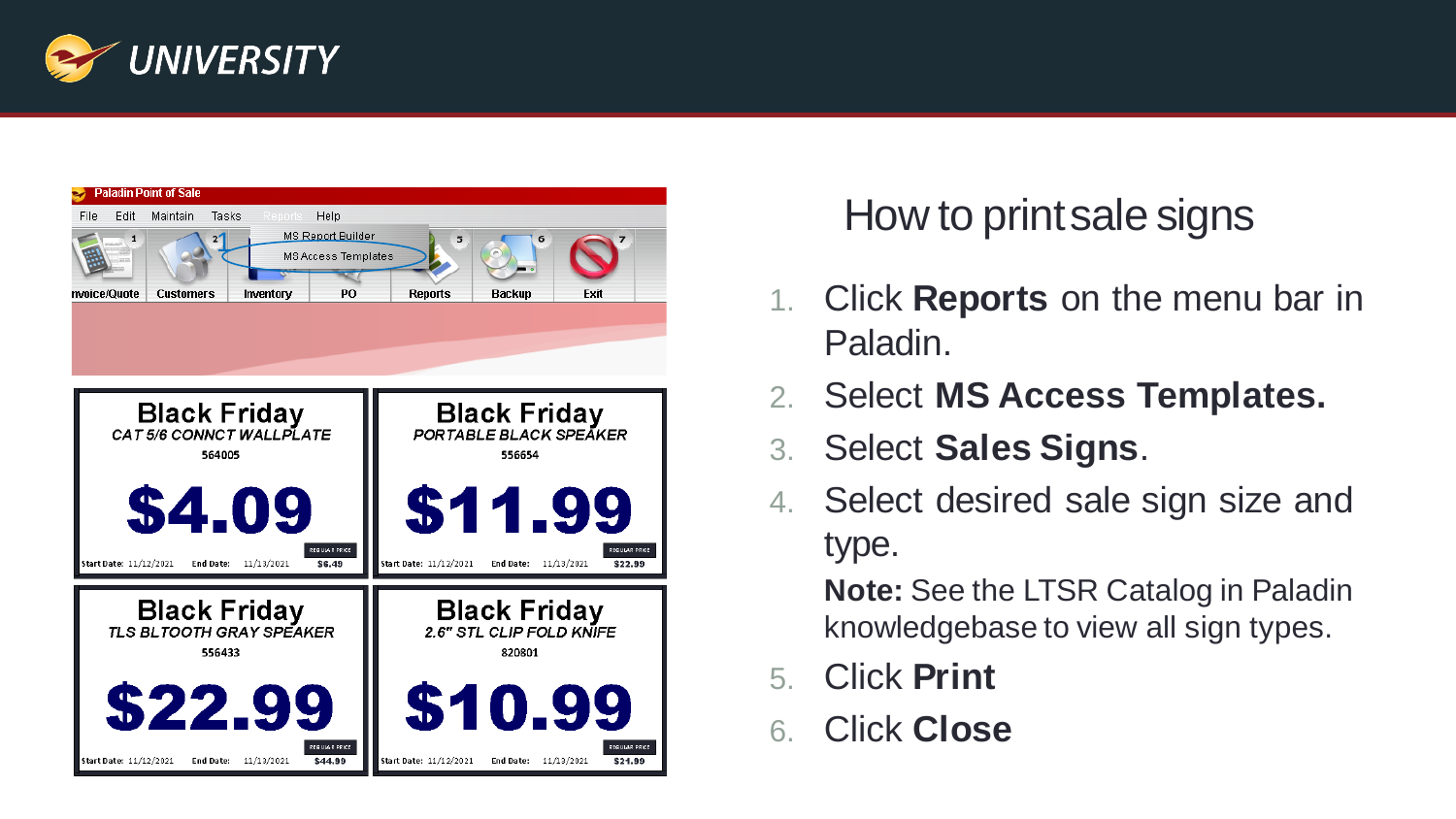# How to print sale signs

1. Click **Reports** on the menu bar in Paladin.
2. Select **MS Access Templates.**
3. Select **Sales Signs**.
4. Select desired sale sign size and type.

   **Note:** See the LTSR Catalog in Paladin knowledgebase to view all sign types.
5. Click **Print**
6. Click **Close**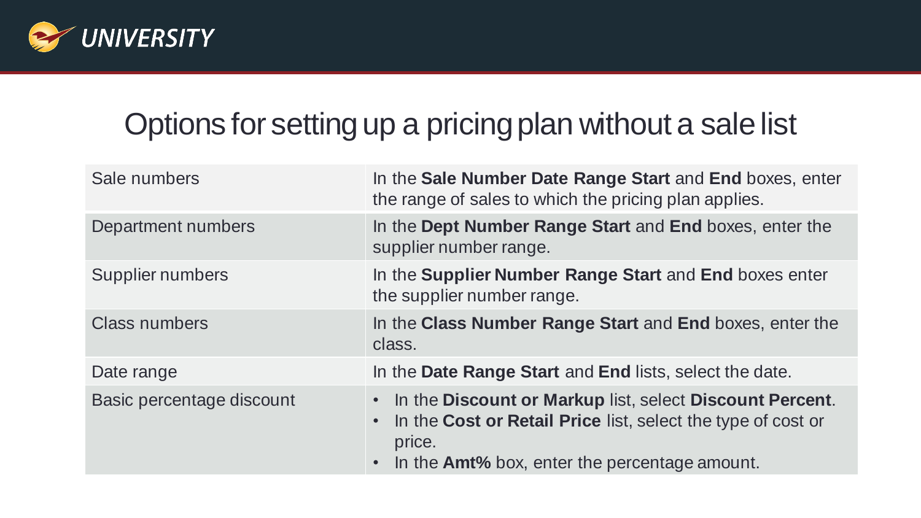# Options for setting up a pricing plan without a sale list

| | |
|---|---|
| Sale numbers | In the **Sale Number Date Range Start** and **End** boxes, enter the range of sales to which the pricing plan applies. |
| Department numbers | In the **Dept Number Range Start** and **End** boxes, enter the supplier number range. |
| Supplier numbers | In the **Supplier Number Range Start** and **End** boxes enter the supplier number range. |
| Class numbers | In the **Class Number Range Start** and **End** boxes, enter the class. |
| Date range | In the **Date Range Start** and **End** lists, select the date. |
| Basic percentage discount | • In the **Discount or Markup** list, select **Discount Percent**.<br>• In the **Cost or Retail Price** list, select the type of cost or price.<br>• In the **Amt%** box, enter the percentage amount. |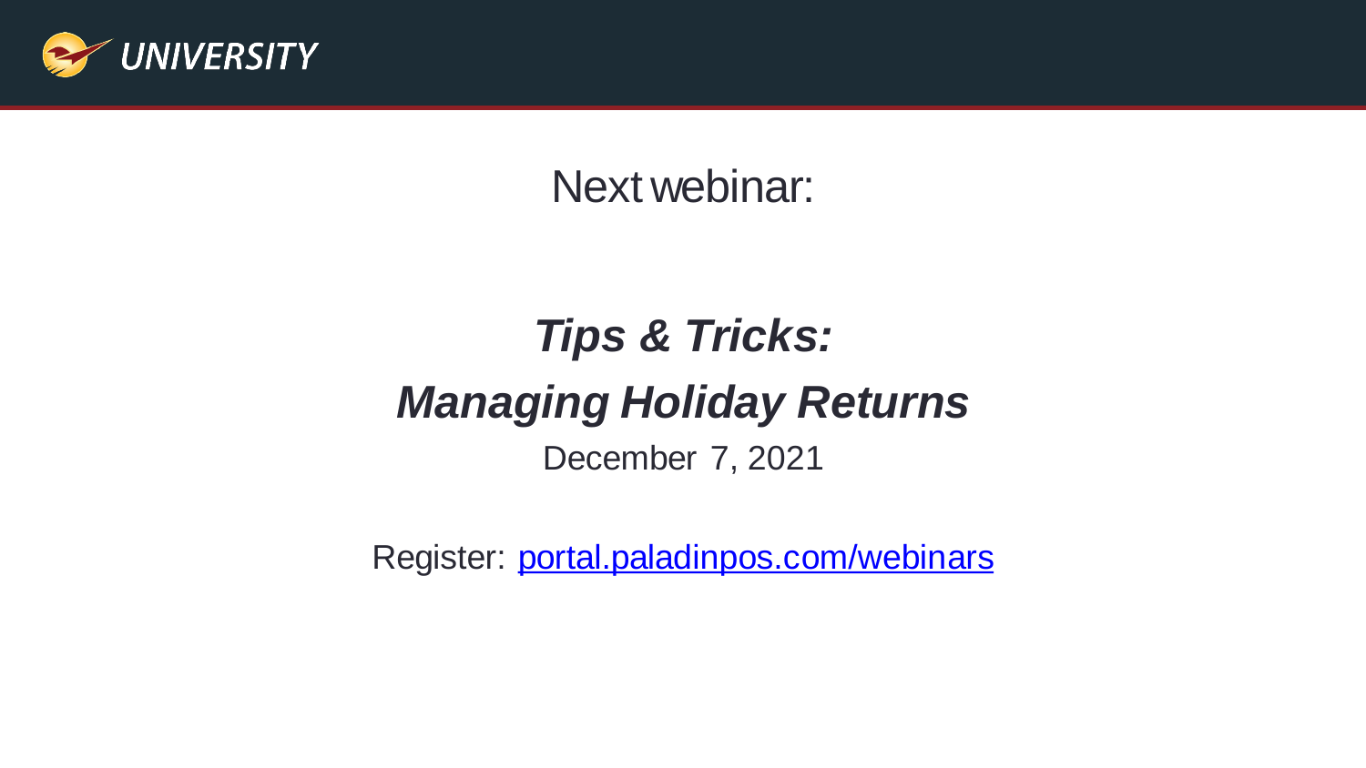Next webinar:

## *Tips & Tricks:*
## *Managing Holiday Returns*

December 7, 2021

Register: [portal.paladinpos.com/webinars](portal.paladinpos.com/webinars)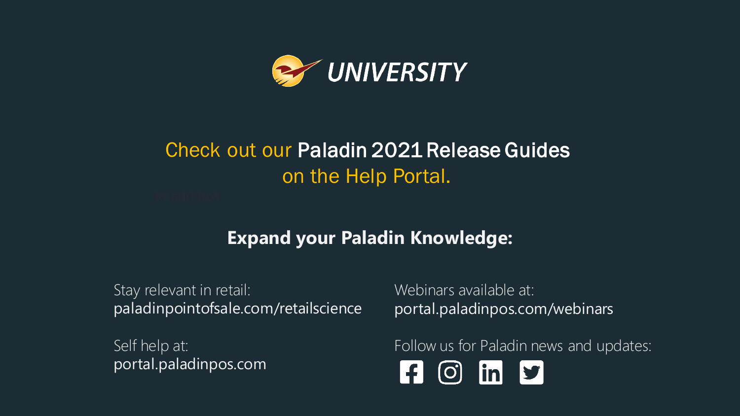UNIVERSITY

Check out our **Paladin 2021 Release Guides** on the Help Portal.

## Expand your Paladin Knowledge:

Stay relevant in retail:
paladinpointofsale.com/retailscience

Self help at:
portal.paladinpos.com

Webinars available at:
portal.paladinpos.com/webinars

Follow us for Paladin news and updates: